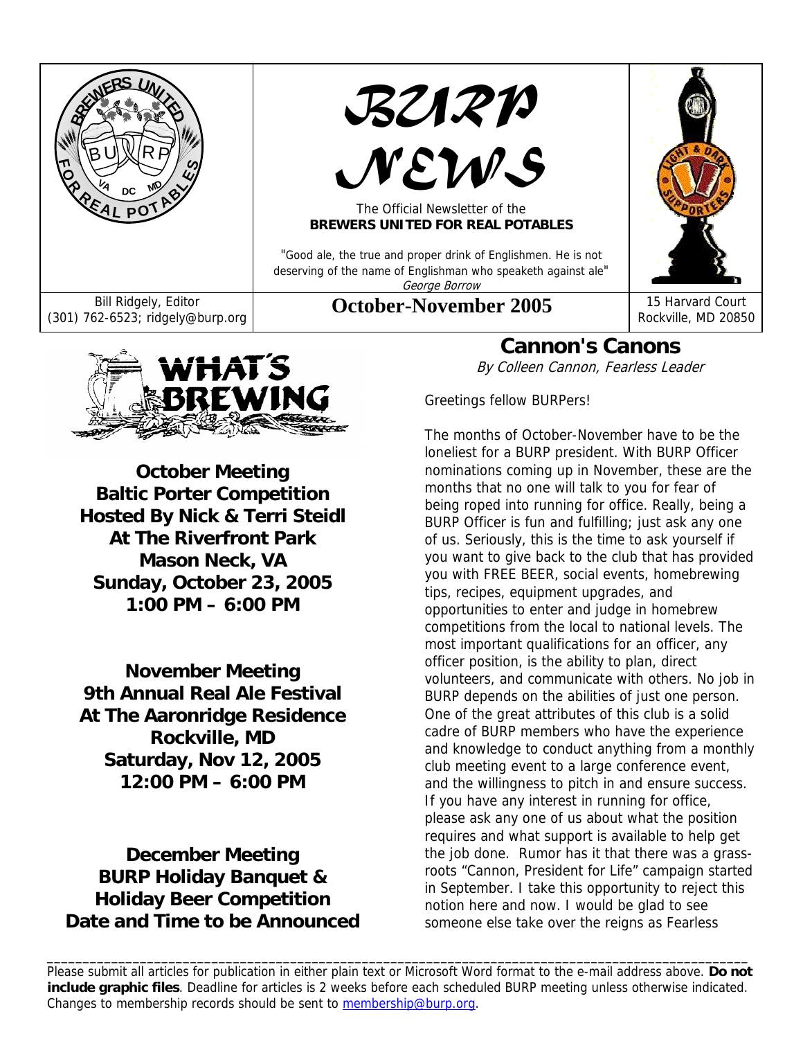# BURP NEWS

The Official Newsletter of the
**BREWERS UNITED FOR REAL POTABLES**

"Good ale, the true and proper drink of Englishmen. He is not deserving of the name of Englishman who speaketh against ale"
*George Borrow*

Bill Ridgely, Editor
(301) 762-6523; ridgely@burp.org

**October-November 2005**

15 Harvard Court
Rockville, MD 20850

## What's Brewing

**October Meeting**
**Baltic Porter Competition**
**Hosted By Nick & Terri Steidl**
**At The Riverfront Park**
**Mason Neck, VA**
**Sunday, October 23, 2005**
**1:00 PM – 6:00 PM**

**November Meeting**
**9th Annual Real Ale Festival**
**At The Aaronridge Residence**
**Rockville, MD**
**Saturday, Nov 12, 2005**
**12:00 PM – 6:00 PM**

**December Meeting**
**BURP Holiday Banquet &**
**Holiday Beer Competition**
**Date and Time to be Announced**

## Cannon's Canons

*By Colleen Cannon, Fearless Leader*

Greetings fellow BURPers!

The months of October-November have to be the loneliest for a BURP president. With BURP Officer nominations coming up in November, these are the months that no one will talk to you for fear of being roped into running for office. Really, being a BURP Officer is fun and fulfilling; just ask any one of us. Seriously, this is the time to ask yourself if you want to give back to the club that has provided you with FREE BEER, social events, homebrewing tips, recipes, equipment upgrades, and opportunities to enter and judge in homebrew competitions from the local to national levels. The most important qualifications for an officer, any officer position, is the ability to plan, direct volunteers, and communicate with others. No job in BURP depends on the abilities of just one person. One of the great attributes of this club is a solid cadre of BURP members who have the experience and knowledge to conduct anything from a monthly club meeting event to a large conference event, and the willingness to pitch in and ensure success. If you have any interest in running for office, please ask any one of us about what the position requires and what support is available to help get the job done. Rumor has it that there was a grass-roots "Cannon, President for Life" campaign started in September. I take this opportunity to reject this notion here and now. I would be glad to see someone else take over the reigns as Fearless

---

Please submit all articles for publication in either plain text or Microsoft Word format to the e-mail address above. **Do not include graphic files**. Deadline for articles is 2 weeks before each scheduled BURP meeting unless otherwise indicated. Changes to membership records should be sent to membership@burp.org.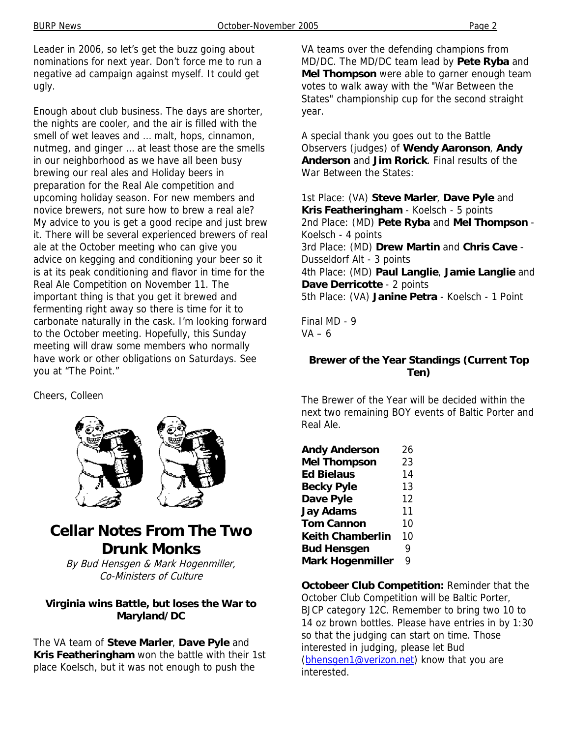Leader in 2006, so let's get the buzz going about nominations for next year. Don't force me to run a negative ad campaign against myself. It could get ugly.

Enough about club business. The days are shorter, the nights are cooler, and the air is filled with the smell of wet leaves and … malt, hops, cinnamon, nutmeg, and ginger … at least those are the smells in our neighborhood as we have all been busy brewing our real ales and Holiday beers in preparation for the Real Ale competition and upcoming holiday season. For new members and novice brewers, not sure how to brew a real ale? My advice to you is get a good recipe and just brew it. There will be several experienced brewers of real ale at the October meeting who can give you advice on kegging and conditioning your beer so it is at its peak conditioning and flavor in time for the Real Ale Competition on November 11. The important thing is that you get it brewed and fermenting right away so there is time for it to carbonate naturally in the cask. I'm looking forward to the October meeting. Hopefully, this Sunday meeting will draw some members who normally have work or other obligations on Saturdays. See you at "The Point."

Cheers, Colleen

## Cellar Notes From The Two Drunk Monks

*By Bud Hensgen & Mark Hogenmiller, Co-Ministers of Culture*

### Virginia wins Battle, but loses the War to Maryland/DC

The VA team of **Steve Marler**, **Dave Pyle** and **Kris Featheringham** won the battle with their 1st place Koelsch, but it was not enough to push the VA teams over the defending champions from MD/DC. The MD/DC team lead by **Pete Ryba** and **Mel Thompson** were able to garner enough team votes to walk away with the "War Between the States" championship cup for the second straight year.

A special thank you goes out to the Battle Observers (judges) of **Wendy Aaronson**, **Andy Anderson** and **Jim Rorick**. Final results of the War Between the States:

1st Place: (VA) **Steve Marler**, **Dave Pyle** and **Kris Featheringham** - Koelsch - 5 points
2nd Place: (MD) **Pete Ryba** and **Mel Thompson** - Koelsch - 4 points
3rd Place: (MD) **Drew Martin** and **Chris Cave** - Dusseldorf Alt - 3 points
4th Place: (MD) **Paul Langlie**, **Jamie Langlie** and **Dave Derricotte** - 2 points
5th Place: (VA) **Janine Petra** - Koelsch - 1 Point

Final MD - 9
VA – 6

### Brewer of the Year Standings (Current Top Ten)

The Brewer of the Year will be decided within the next two remaining BOY events of Baltic Porter and Real Ale.

| | |
|---|---|
| **Andy Anderson** | 26 |
| **Mel Thompson** | 23 |
| **Ed Bielaus** | 14 |
| **Becky Pyle** | 13 |
| **Dave Pyle** | 12 |
| **Jay Adams** | 11 |
| **Tom Cannon** | 10 |
| **Keith Chamberlin** | 10 |
| **Bud Hensgen** | 9 |
| **Mark Hogenmiller** | 9 |

**Octobeer Club Competition:** Reminder that the October Club Competition will be Baltic Porter, BJCP category 12C. Remember to bring two 10 to 14 oz brown bottles. Please have entries in by 1:30 so that the judging can start on time. Those interested in judging, please let Bud (bhensgen1@verizon.net) know that you are interested.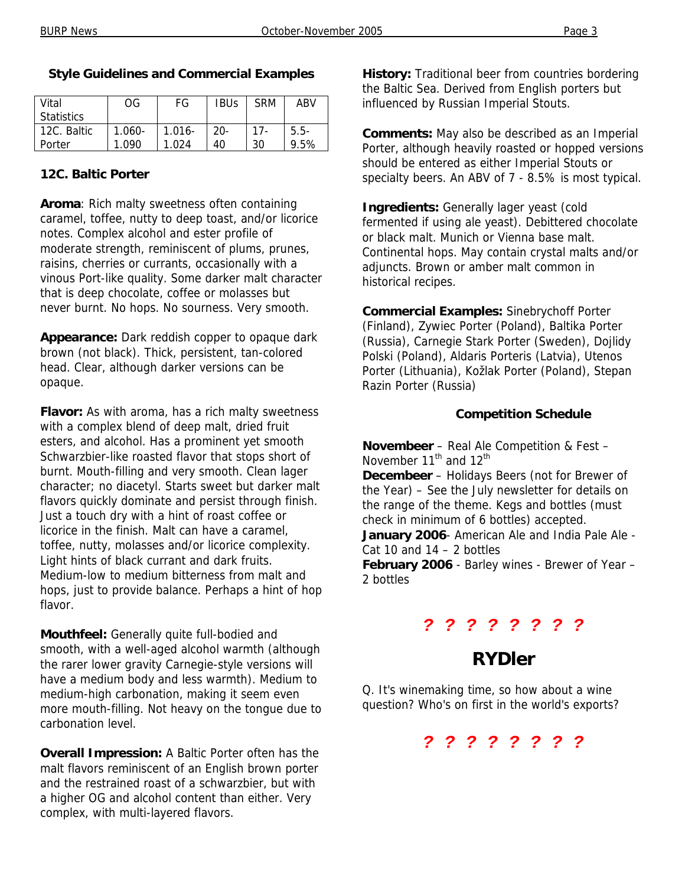## Style Guidelines and Commercial Examples

| Vital Statistics | OG | FG | IBUs | SRM | ABV |
|---|---|---|---|---|---|
| 12C. Baltic Porter | 1.060-1.090 | 1.016-1.024 | 20-40 | 17-30 | 5.5-9.5% |

### 12C. Baltic Porter

**Aroma**: Rich malty sweetness often containing caramel, toffee, nutty to deep toast, and/or licorice notes. Complex alcohol and ester profile of moderate strength, reminiscent of plums, prunes, raisins, cherries or currants, occasionally with a vinous Port-like quality. Some darker malt character that is deep chocolate, coffee or molasses but never burnt. No hops. No sourness. Very smooth.

**Appearance:** Dark reddish copper to opaque dark brown (not black). Thick, persistent, tan-colored head. Clear, although darker versions can be opaque.

**Flavor:** As with aroma, has a rich malty sweetness with a complex blend of deep malt, dried fruit esters, and alcohol. Has a prominent yet smooth Schwarzbier-like roasted flavor that stops short of burnt. Mouth-filling and very smooth. Clean lager character; no diacetyl. Starts sweet but darker malt flavors quickly dominate and persist through finish. Just a touch dry with a hint of roast coffee or licorice in the finish. Malt can have a caramel, toffee, nutty, molasses and/or licorice complexity. Light hints of black currant and dark fruits. Medium-low to medium bitterness from malt and hops, just to provide balance. Perhaps a hint of hop flavor.

**Mouthfeel:** Generally quite full-bodied and smooth, with a well-aged alcohol warmth (although the rarer lower gravity Carnegie-style versions will have a medium body and less warmth). Medium to medium-high carbonation, making it seem even more mouth-filling. Not heavy on the tongue due to carbonation level.

**Overall Impression:** A Baltic Porter often has the malt flavors reminiscent of an English brown porter and the restrained roast of a schwarzbier, but with a higher OG and alcohol content than either. Very complex, with multi-layered flavors.

**History:** Traditional beer from countries bordering the Baltic Sea. Derived from English porters but influenced by Russian Imperial Stouts.

**Comments:** May also be described as an Imperial Porter, although heavily roasted or hopped versions should be entered as either Imperial Stouts or specialty beers. An ABV of 7 - 8.5% is most typical.

**Ingredients:** Generally lager yeast (cold fermented if using ale yeast). Debittered chocolate or black malt. Munich or Vienna base malt. Continental hops. May contain crystal malts and/or adjuncts. Brown or amber malt common in historical recipes.

**Commercial Examples:** Sinebrychoff Porter (Finland), Zywiec Porter (Poland), Baltika Porter (Russia), Carnegie Stark Porter (Sweden), Dojlidy Polski (Poland), Aldaris Porteris (Latvia), Utenos Porter (Lithuania), Kožlak Porter (Poland), Stepan Razin Porter (Russia)

## Competition Schedule

**Novembeer** – Real Ale Competition & Fest – November 11th and 12th
**Decembeer** – Holidays Beers (not for Brewer of the Year) – See the July newsletter for details on the range of the theme. Kegs and bottles (must check in minimum of 6 bottles) accepted.
**January 2006**- American Ale and India Pale Ale - Cat 10 and 14 – 2 bottles
**February 2006** - Barley wines - Brewer of Year – 2 bottles

**? ? ? ? ? ? ? ?**

## RYDler

Q. It's winemaking time, so how about a wine question? Who's on first in the world's exports?

**? ? ? ? ? ? ? ?**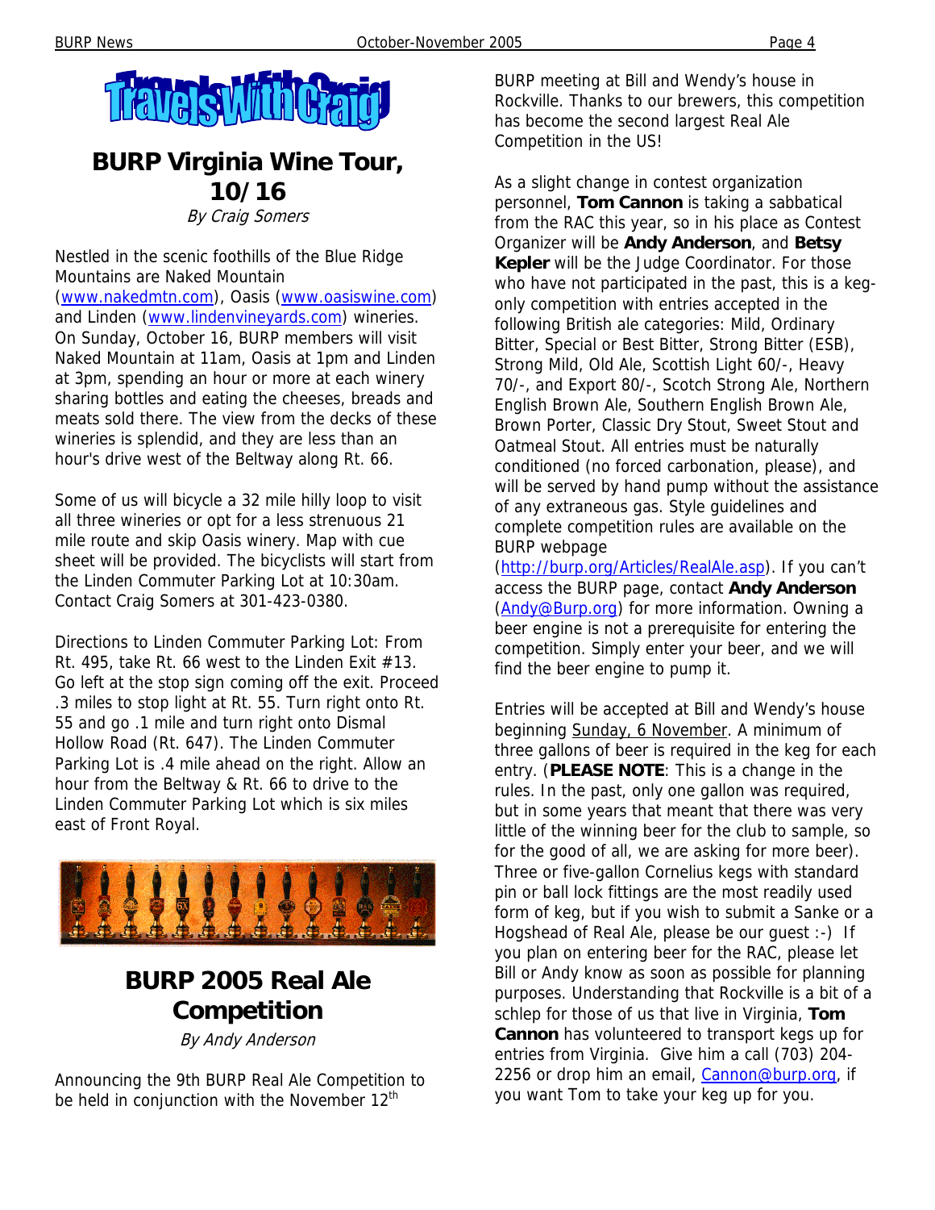Travels With Craig!

## BURP Virginia Wine Tour, 10/16

*By Craig Somers*

Nestled in the scenic foothills of the Blue Ridge Mountains are Naked Mountain (www.nakedmtn.com), Oasis (www.oasiswine.com) and Linden (www.lindenvineyards.com) wineries. On Sunday, October 16, BURP members will visit Naked Mountain at 11am, Oasis at 1pm and Linden at 3pm, spending an hour or more at each winery sharing bottles and eating the cheeses, breads and meats sold there. The view from the decks of these wineries is splendid, and they are less than an hour's drive west of the Beltway along Rt. 66.

Some of us will bicycle a 32 mile hilly loop to visit all three wineries or opt for a less strenuous 21 mile route and skip Oasis winery. Map with cue sheet will be provided. The bicyclists will start from the Linden Commuter Parking Lot at 10:30am. Contact Craig Somers at 301-423-0380.

Directions to Linden Commuter Parking Lot: From Rt. 495, take Rt. 66 west to the Linden Exit #13. Go left at the stop sign coming off the exit. Proceed .3 miles to stop light at Rt. 55. Turn right onto Rt. 55 and go .1 mile and turn right onto Dismal Hollow Road (Rt. 647). The Linden Commuter Parking Lot is .4 mile ahead on the right. Allow an hour from the Beltway & Rt. 66 to drive to the Linden Commuter Parking Lot which is six miles east of Front Royal.

## BURP 2005 Real Ale Competition

*By Andy Anderson*

Announcing the 9th BURP Real Ale Competition to be held in conjunction with the November 12th BURP meeting at Bill and Wendy's house in Rockville. Thanks to our brewers, this competition has become the second largest Real Ale Competition in the US!

As a slight change in contest organization personnel, **Tom Cannon** is taking a sabbatical from the RAC this year, so in his place as Contest Organizer will be **Andy Anderson**, and **Betsy Kepler** will be the Judge Coordinator. For those who have not participated in the past, this is a keg-only competition with entries accepted in the following British ale categories: Mild, Ordinary Bitter, Special or Best Bitter, Strong Bitter (ESB), Strong Mild, Old Ale, Scottish Light 60/-, Heavy 70/-, and Export 80/-, Scotch Strong Ale, Northern English Brown Ale, Southern English Brown Ale, Brown Porter, Classic Dry Stout, Sweet Stout and Oatmeal Stout. All entries must be naturally conditioned (no forced carbonation, please), and will be served by hand pump without the assistance of any extraneous gas. Style guidelines and complete competition rules are available on the BURP webpage (http://burp.org/Articles/RealAle.asp). If you can't access the BURP page, contact **Andy Anderson** (Andy@Burp.org) for more information. Owning a beer engine is not a prerequisite for entering the competition. Simply enter your beer, and we will find the beer engine to pump it.

Entries will be accepted at Bill and Wendy's house beginning Sunday, 6 November. A minimum of three gallons of beer is required in the keg for each entry. (**PLEASE NOTE**: This is a change in the rules. In the past, only one gallon was required, but in some years that meant that there was very little of the winning beer for the club to sample, so for the good of all, we are asking for more beer). Three or five-gallon Cornelius kegs with standard pin or ball lock fittings are the most readily used form of keg, but if you wish to submit a Sanke or a Hogshead of Real Ale, please be our guest :-) If you plan on entering beer for the RAC, please let Bill or Andy know as soon as possible for planning purposes. Understanding that Rockville is a bit of a schlep for those of us that live in Virginia, **Tom Cannon** has volunteered to transport kegs up for entries from Virginia. Give him a call (703) 204-2256 or drop him an email, Cannon@burp.org, if you want Tom to take your keg up for you.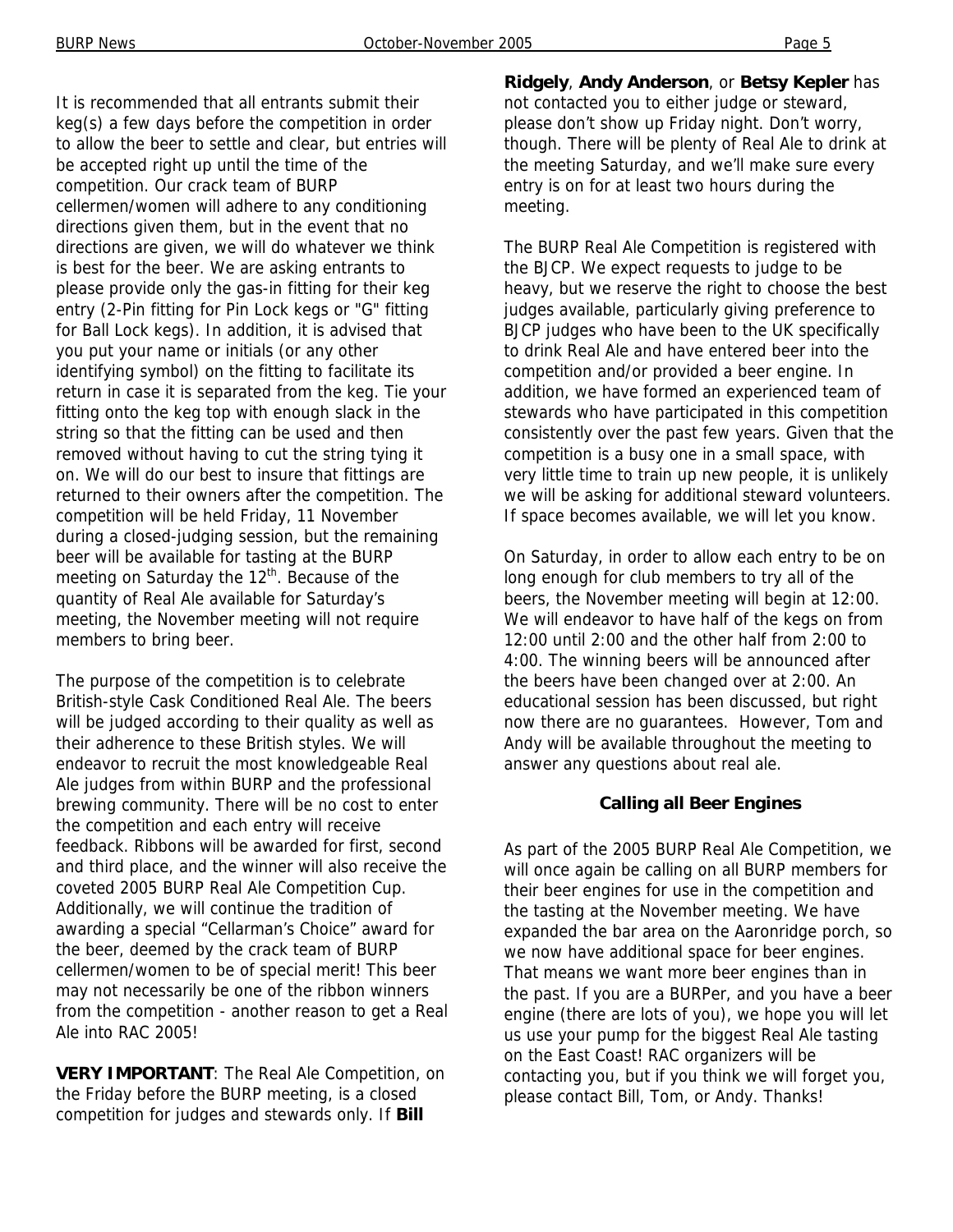It is recommended that all entrants submit their keg(s) a few days before the competition in order to allow the beer to settle and clear, but entries will be accepted right up until the time of the competition. Our crack team of BURP cellermen/women will adhere to any conditioning directions given them, but in the event that no directions are given, we will do whatever we think is best for the beer. We are asking entrants to please provide only the gas-in fitting for their keg entry (2-Pin fitting for Pin Lock kegs or "G" fitting for Ball Lock kegs). In addition, it is advised that you put your name or initials (or any other identifying symbol) on the fitting to facilitate its return in case it is separated from the keg. Tie your fitting onto the keg top with enough slack in the string so that the fitting can be used and then removed without having to cut the string tying it on. We will do our best to insure that fittings are returned to their owners after the competition. The competition will be held Friday, 11 November during a closed-judging session, but the remaining beer will be available for tasting at the BURP meeting on Saturday the 12th. Because of the quantity of Real Ale available for Saturday's meeting, the November meeting will not require members to bring beer.

The purpose of the competition is to celebrate British-style Cask Conditioned Real Ale. The beers will be judged according to their quality as well as their adherence to these British styles. We will endeavor to recruit the most knowledgeable Real Ale judges from within BURP and the professional brewing community. There will be no cost to enter the competition and each entry will receive feedback. Ribbons will be awarded for first, second and third place, and the winner will also receive the coveted 2005 BURP Real Ale Competition Cup. Additionally, we will continue the tradition of awarding a special "Cellarman's Choice" award for the beer, deemed by the crack team of BURP cellermen/women to be of special merit! This beer may not necessarily be one of the ribbon winners from the competition - another reason to get a Real Ale into RAC 2005!

**VERY IMPORTANT**: The Real Ale Competition, on the Friday before the BURP meeting, is a closed competition for judges and stewards only. If **Bill Ridgely**, **Andy Anderson**, or **Betsy Kepler** has not contacted you to either judge or steward, please don't show up Friday night. Don't worry, though. There will be plenty of Real Ale to drink at the meeting Saturday, and we'll make sure every entry is on for at least two hours during the meeting.

The BURP Real Ale Competition is registered with the BJCP. We expect requests to judge to be heavy, but we reserve the right to choose the best judges available, particularly giving preference to BJCP judges who have been to the UK specifically to drink Real Ale and have entered beer into the competition and/or provided a beer engine. In addition, we have formed an experienced team of stewards who have participated in this competition consistently over the past few years. Given that the competition is a busy one in a small space, with very little time to train up new people, it is unlikely we will be asking for additional steward volunteers. If space becomes available, we will let you know.

On Saturday, in order to allow each entry to be on long enough for club members to try all of the beers, the November meeting will begin at 12:00. We will endeavor to have half of the kegs on from 12:00 until 2:00 and the other half from 2:00 to 4:00. The winning beers will be announced after the beers have been changed over at 2:00. An educational session has been discussed, but right now there are no guarantees. However, Tom and Andy will be available throughout the meeting to answer any questions about real ale.

### Calling all Beer Engines

As part of the 2005 BURP Real Ale Competition, we will once again be calling on all BURP members for their beer engines for use in the competition and the tasting at the November meeting. We have expanded the bar area on the Aaronridge porch, so we now have additional space for beer engines. That means we want more beer engines than in the past. If you are a BURPer, and you have a beer engine (there are lots of you), we hope you will let us use your pump for the biggest Real Ale tasting on the East Coast! RAC organizers will be contacting you, but if you think we will forget you, please contact Bill, Tom, or Andy. Thanks!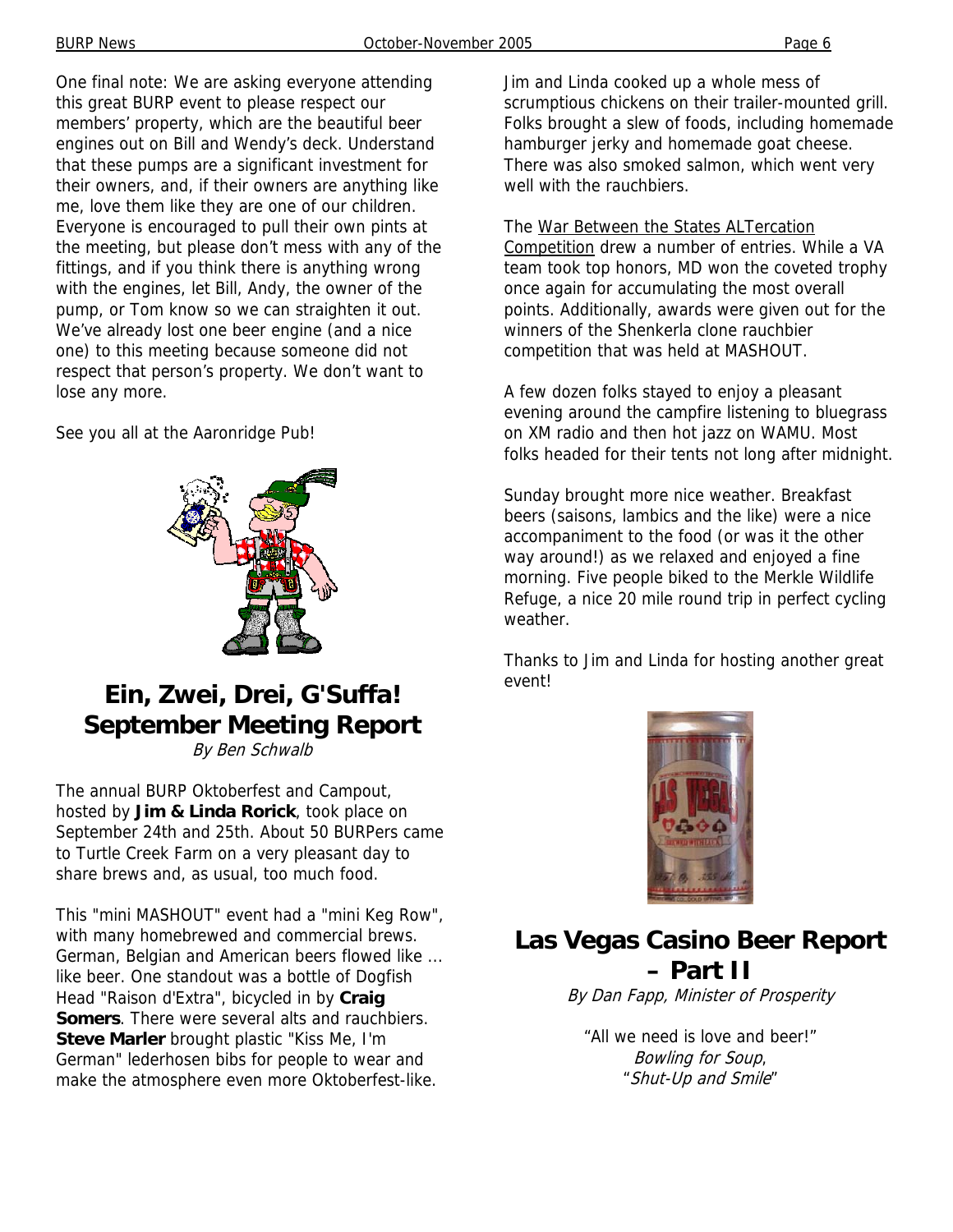One final note: We are asking everyone attending this great BURP event to please respect our members' property, which are the beautiful beer engines out on Bill and Wendy's deck. Understand that these pumps are a significant investment for their owners, and, if their owners are anything like me, love them like they are one of our children. Everyone is encouraged to pull their own pints at the meeting, but please don't mess with any of the fittings, and if you think there is anything wrong with the engines, let Bill, Andy, the owner of the pump, or Tom know so we can straighten it out. We've already lost one beer engine (and a nice one) to this meeting because someone did not respect that person's property. We don't want to lose any more.

See you all at the Aaronridge Pub!

## Ein, Zwei, Drei, G'Suffa! September Meeting Report

*By Ben Schwalb*

The annual BURP Oktoberfest and Campout, hosted by **Jim & Linda Rorick**, took place on September 24th and 25th. About 50 BURPers came to Turtle Creek Farm on a very pleasant day to share brews and, as usual, too much food.

This "mini MASHOUT" event had a "mini Keg Row", with many homebrewed and commercial brews. German, Belgian and American beers flowed like ... like beer. One standout was a bottle of Dogfish Head "Raison d'Extra", bicycled in by **Craig Somers**. There were several alts and rauchbiers. **Steve Marler** brought plastic "Kiss Me, I'm German" lederhosen bibs for people to wear and make the atmosphere even more Oktoberfest-like.

Jim and Linda cooked up a whole mess of scrumptious chickens on their trailer-mounted grill. Folks brought a slew of foods, including homemade hamburger jerky and homemade goat cheese. There was also smoked salmon, which went very well with the rauchbiers.

The War Between the States ALTercation Competition drew a number of entries. While a VA team took top honors, MD won the coveted trophy once again for accumulating the most overall points. Additionally, awards were given out for the winners of the Shenkerla clone rauchbier competition that was held at MASHOUT.

A few dozen folks stayed to enjoy a pleasant evening around the campfire listening to bluegrass on XM radio and then hot jazz on WAMU. Most folks headed for their tents not long after midnight.

Sunday brought more nice weather. Breakfast beers (saisons, lambics and the like) were a nice accompaniment to the food (or was it the other way around!) as we relaxed and enjoyed a fine morning. Five people biked to the Merkle Wildlife Refuge, a nice 20 mile round trip in perfect cycling weather.

Thanks to Jim and Linda for hosting another great event!

## Las Vegas Casino Beer Report – Part II

*By Dan Fapp, Minister of Prosperity*

"All we need is love and beer!"
*Bowling for Soup*,
"*Shut-Up and Smile*"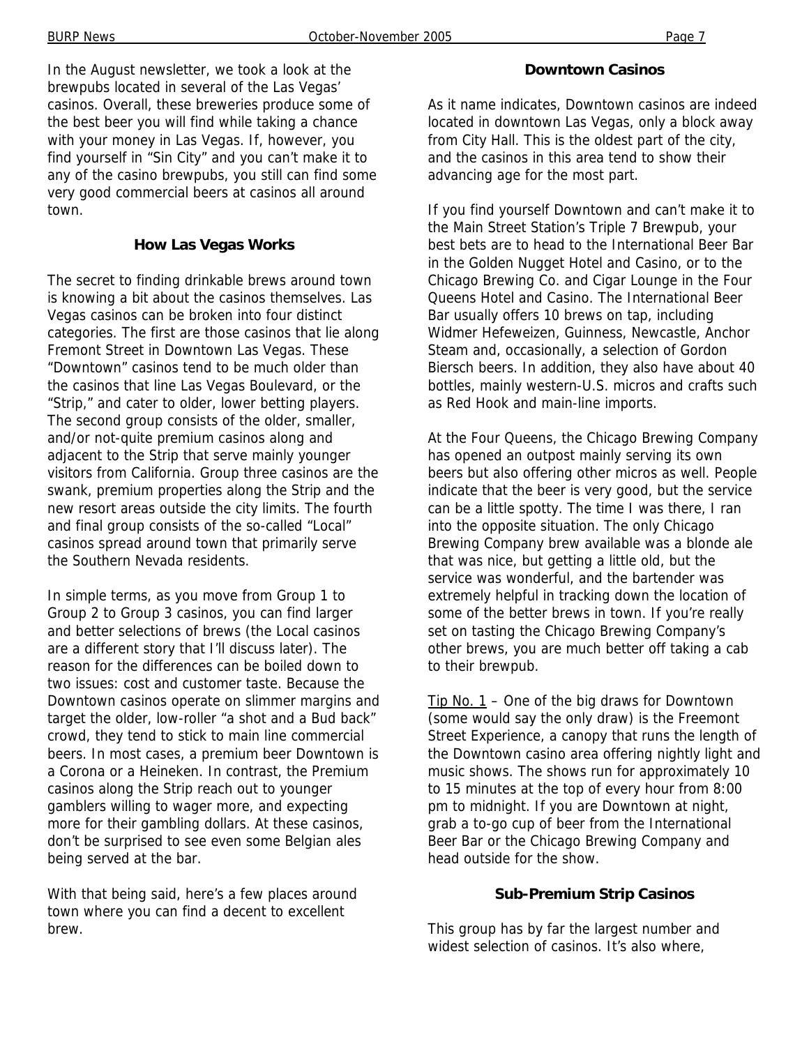In the August newsletter, we took a look at the brewpubs located in several of the Las Vegas' casinos. Overall, these breweries produce some of the best beer you will find while taking a chance with your money in Las Vegas. If, however, you find yourself in "Sin City" and you can't make it to any of the casino brewpubs, you still can find some very good commercial beers at casinos all around town.

### How Las Vegas Works

The secret to finding drinkable brews around town is knowing a bit about the casinos themselves. Las Vegas casinos can be broken into four distinct categories. The first are those casinos that lie along Fremont Street in Downtown Las Vegas. These "Downtown" casinos tend to be much older than the casinos that line Las Vegas Boulevard, or the "Strip," and cater to older, lower betting players. The second group consists of the older, smaller, and/or not-quite premium casinos along and adjacent to the Strip that serve mainly younger visitors from California. Group three casinos are the swank, premium properties along the Strip and the new resort areas outside the city limits. The fourth and final group consists of the so-called "Local" casinos spread around town that primarily serve the Southern Nevada residents.

In simple terms, as you move from Group 1 to Group 2 to Group 3 casinos, you can find larger and better selections of brews (the Local casinos are a different story that I'll discuss later). The reason for the differences can be boiled down to two issues: cost and customer taste. Because the Downtown casinos operate on slimmer margins and target the older, low-roller "a shot and a Bud back" crowd, they tend to stick to main line commercial beers. In most cases, a premium beer Downtown is a Corona or a Heineken. In contrast, the Premium casinos along the Strip reach out to younger gamblers willing to wager more, and expecting more for their gambling dollars. At these casinos, don't be surprised to see even some Belgian ales being served at the bar.

With that being said, here's a few places around town where you can find a decent to excellent brew.

### Downtown Casinos

As it name indicates, Downtown casinos are indeed located in downtown Las Vegas, only a block away from City Hall. This is the oldest part of the city, and the casinos in this area tend to show their advancing age for the most part.

If you find yourself Downtown and can't make it to the Main Street Station's Triple 7 Brewpub, your best bets are to head to the International Beer Bar in the Golden Nugget Hotel and Casino, or to the Chicago Brewing Co. and Cigar Lounge in the Four Queens Hotel and Casino. The International Beer Bar usually offers 10 brews on tap, including Widmer Hefeweizen, Guinness, Newcastle, Anchor Steam and, occasionally, a selection of Gordon Biersch beers. In addition, they also have about 40 bottles, mainly western-U.S. micros and crafts such as Red Hook and main-line imports.

At the Four Queens, the Chicago Brewing Company has opened an outpost mainly serving its own beers but also offering other micros as well. People indicate that the beer is very good, but the service can be a little spotty. The time I was there, I ran into the opposite situation. The only Chicago Brewing Company brew available was a blonde ale that was nice, but getting a little old, but the service was wonderful, and the bartender was extremely helpful in tracking down the location of some of the better brews in town. If you're really set on tasting the Chicago Brewing Company's other brews, you are much better off taking a cab to their brewpub.

<u>Tip No. 1</u> – One of the big draws for Downtown (some would say the only draw) is the Freemont Street Experience, a canopy that runs the length of the Downtown casino area offering nightly light and music shows. The shows run for approximately 10 to 15 minutes at the top of every hour from 8:00 pm to midnight. If you are Downtown at night, grab a to-go cup of beer from the International Beer Bar or the Chicago Brewing Company and head outside for the show.

### Sub-Premium Strip Casinos

This group has by far the largest number and widest selection of casinos. It's also where,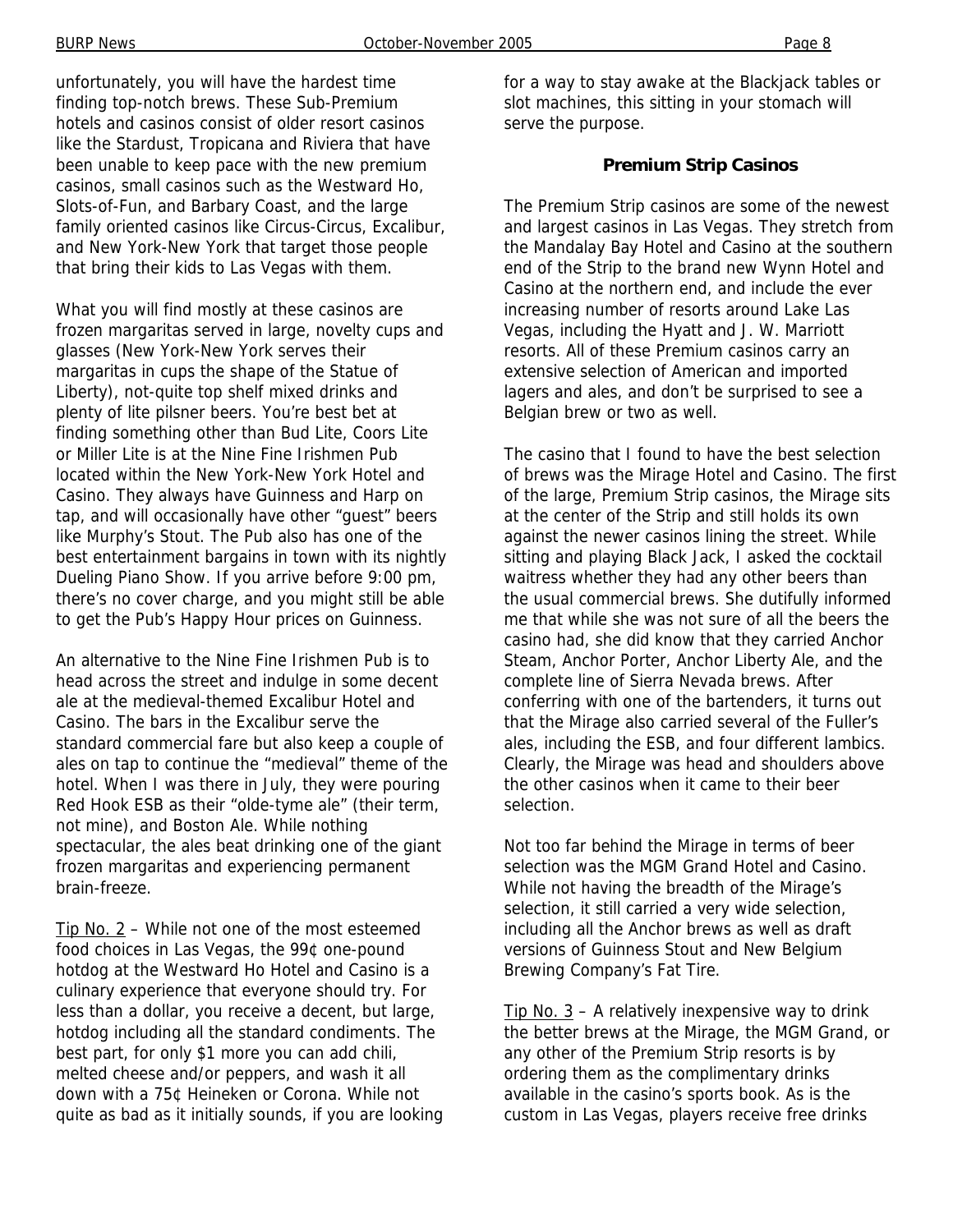unfortunately, you will have the hardest time finding top-notch brews. These Sub-Premium hotels and casinos consist of older resort casinos like the Stardust, Tropicana and Riviera that have been unable to keep pace with the new premium casinos, small casinos such as the Westward Ho, Slots-of-Fun, and Barbary Coast, and the large family oriented casinos like Circus-Circus, Excalibur, and New York-New York that target those people that bring their kids to Las Vegas with them.

What you will find mostly at these casinos are frozen margaritas served in large, novelty cups and glasses (New York-New York serves their margaritas in cups the shape of the Statue of Liberty), not-quite top shelf mixed drinks and plenty of lite pilsner beers. You're best bet at finding something other than Bud Lite, Coors Lite or Miller Lite is at the Nine Fine Irishmen Pub located within the New York-New York Hotel and Casino. They always have Guinness and Harp on tap, and will occasionally have other "guest" beers like Murphy's Stout. The Pub also has one of the best entertainment bargains in town with its nightly Dueling Piano Show. If you arrive before 9:00 pm, there's no cover charge, and you might still be able to get the Pub's Happy Hour prices on Guinness.

An alternative to the Nine Fine Irishmen Pub is to head across the street and indulge in some decent ale at the medieval-themed Excalibur Hotel and Casino. The bars in the Excalibur serve the standard commercial fare but also keep a couple of ales on tap to continue the "medieval" theme of the hotel. When I was there in July, they were pouring Red Hook ESB as their "olde-tyme ale" (their term, not mine), and Boston Ale. While nothing spectacular, the ales beat drinking one of the giant frozen margaritas and experiencing permanent brain-freeze.

Tip No. 2 – While not one of the most esteemed food choices in Las Vegas, the 99¢ one-pound hotdog at the Westward Ho Hotel and Casino is a culinary experience that everyone should try. For less than a dollar, you receive a decent, but large, hotdog including all the standard condiments. The best part, for only $1 more you can add chili, melted cheese and/or peppers, and wash it all down with a 75¢ Heineken or Corona. While not quite as bad as it initially sounds, if you are looking for a way to stay awake at the Blackjack tables or slot machines, this sitting in your stomach will serve the purpose.

### Premium Strip Casinos

The Premium Strip casinos are some of the newest and largest casinos in Las Vegas. They stretch from the Mandalay Bay Hotel and Casino at the southern end of the Strip to the brand new Wynn Hotel and Casino at the northern end, and include the ever increasing number of resorts around Lake Las Vegas, including the Hyatt and J. W. Marriott resorts. All of these Premium casinos carry an extensive selection of American and imported lagers and ales, and don't be surprised to see a Belgian brew or two as well.

The casino that I found to have the best selection of brews was the Mirage Hotel and Casino. The first of the large, Premium Strip casinos, the Mirage sits at the center of the Strip and still holds its own against the newer casinos lining the street. While sitting and playing Black Jack, I asked the cocktail waitress whether they had any other beers than the usual commercial brews. She dutifully informed me that while she was not sure of all the beers the casino had, she did know that they carried Anchor Steam, Anchor Porter, Anchor Liberty Ale, and the complete line of Sierra Nevada brews. After conferring with one of the bartenders, it turns out that the Mirage also carried several of the Fuller's ales, including the ESB, and four different lambics. Clearly, the Mirage was head and shoulders above the other casinos when it came to their beer selection.

Not too far behind the Mirage in terms of beer selection was the MGM Grand Hotel and Casino. While not having the breadth of the Mirage's selection, it still carried a very wide selection, including all the Anchor brews as well as draft versions of Guinness Stout and New Belgium Brewing Company's Fat Tire.

Tip No. 3 – A relatively inexpensive way to drink the better brews at the Mirage, the MGM Grand, or any other of the Premium Strip resorts is by ordering them as the complimentary drinks available in the casino's sports book. As is the custom in Las Vegas, players receive free drinks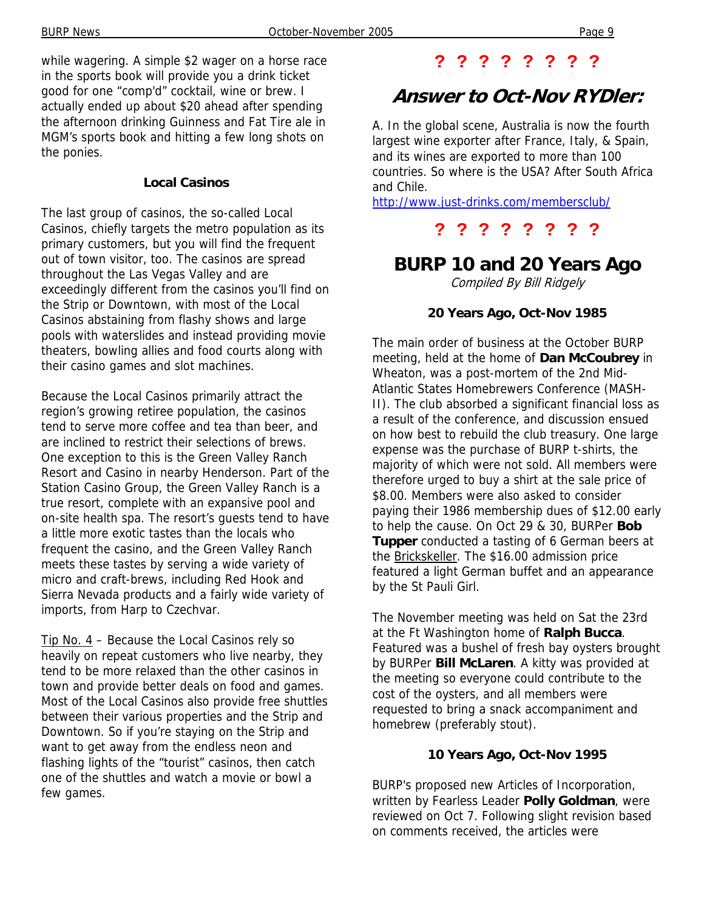while wagering. A simple $2 wager on a horse race in the sports book will provide you a drink ticket good for one "comp'd" cocktail, wine or brew. I actually ended up about $20 ahead after spending the afternoon drinking Guinness and Fat Tire ale in MGM's sports book and hitting a few long shots on the ponies.

**Local Casinos**

The last group of casinos, the so-called Local Casinos, chiefly targets the metro population as its primary customers, but you will find the frequent out of town visitor, too. The casinos are spread throughout the Las Vegas Valley and are exceedingly different from the casinos you'll find on the Strip or Downtown, with most of the Local Casinos abstaining from flashy shows and large pools with waterslides and instead providing movie theaters, bowling allies and food courts along with their casino games and slot machines.

Because the Local Casinos primarily attract the region's growing retiree population, the casinos tend to serve more coffee and tea than beer, and are inclined to restrict their selections of brews. One exception to this is the Green Valley Ranch Resort and Casino in nearby Henderson. Part of the Station Casino Group, the Green Valley Ranch is a true resort, complete with an expansive pool and on-site health spa. The resort's guests tend to have a little more exotic tastes than the locals who frequent the casino, and the Green Valley Ranch meets these tastes by serving a wide variety of micro and craft-brews, including Red Hook and Sierra Nevada products and a fairly wide variety of imports, from Harp to Czechvar.

Tip No. 4 – Because the Local Casinos rely so heavily on repeat customers who live nearby, they tend to be more relaxed than the other casinos in town and provide better deals on food and games. Most of the Local Casinos also provide free shuttles between their various properties and the Strip and Downtown. So if you're staying on the Strip and want to get away from the endless neon and flashing lights of the "tourist" casinos, then catch one of the shuttles and watch a movie or bowl a few games.

**? ? ? ? ? ? ? ?**

## Answer to Oct-Nov RYDler:

A. In the global scene, Australia is now the fourth largest wine exporter after France, Italy, & Spain, and its wines are exported to more than 100 countries. So where is the USA? After South Africa and Chile.
http://www.just-drinks.com/membersclub/

**? ? ? ? ? ? ? ?**

## BURP 10 and 20 Years Ago

*Compiled By Bill Ridgely*

**20 Years Ago, Oct-Nov 1985**

The main order of business at the October BURP meeting, held at the home of **Dan McCoubrey** in Wheaton, was a post-mortem of the 2nd Mid-Atlantic States Homebrewers Conference (MASH-II). The club absorbed a significant financial loss as a result of the conference, and discussion ensued on how best to rebuild the club treasury. One large expense was the purchase of BURP t-shirts, the majority of which were not sold. All members were therefore urged to buy a shirt at the sale price of $8.00. Members were also asked to consider paying their 1986 membership dues of $12.00 early to help the cause. On Oct 29 & 30, BURPer **Bob Tupper** conducted a tasting of 6 German beers at the Brickskeller. The $16.00 admission price featured a light German buffet and an appearance by the St Pauli Girl.

The November meeting was held on Sat the 23rd at the Ft Washington home of **Ralph Bucca**. Featured was a bushel of fresh bay oysters brought by BURPer **Bill McLaren**. A kitty was provided at the meeting so everyone could contribute to the cost of the oysters, and all members were requested to bring a snack accompaniment and homebrew (preferably stout).

**10 Years Ago, Oct-Nov 1995**

BURP's proposed new Articles of Incorporation, written by Fearless Leader **Polly Goldman**, were reviewed on Oct 7. Following slight revision based on comments received, the articles were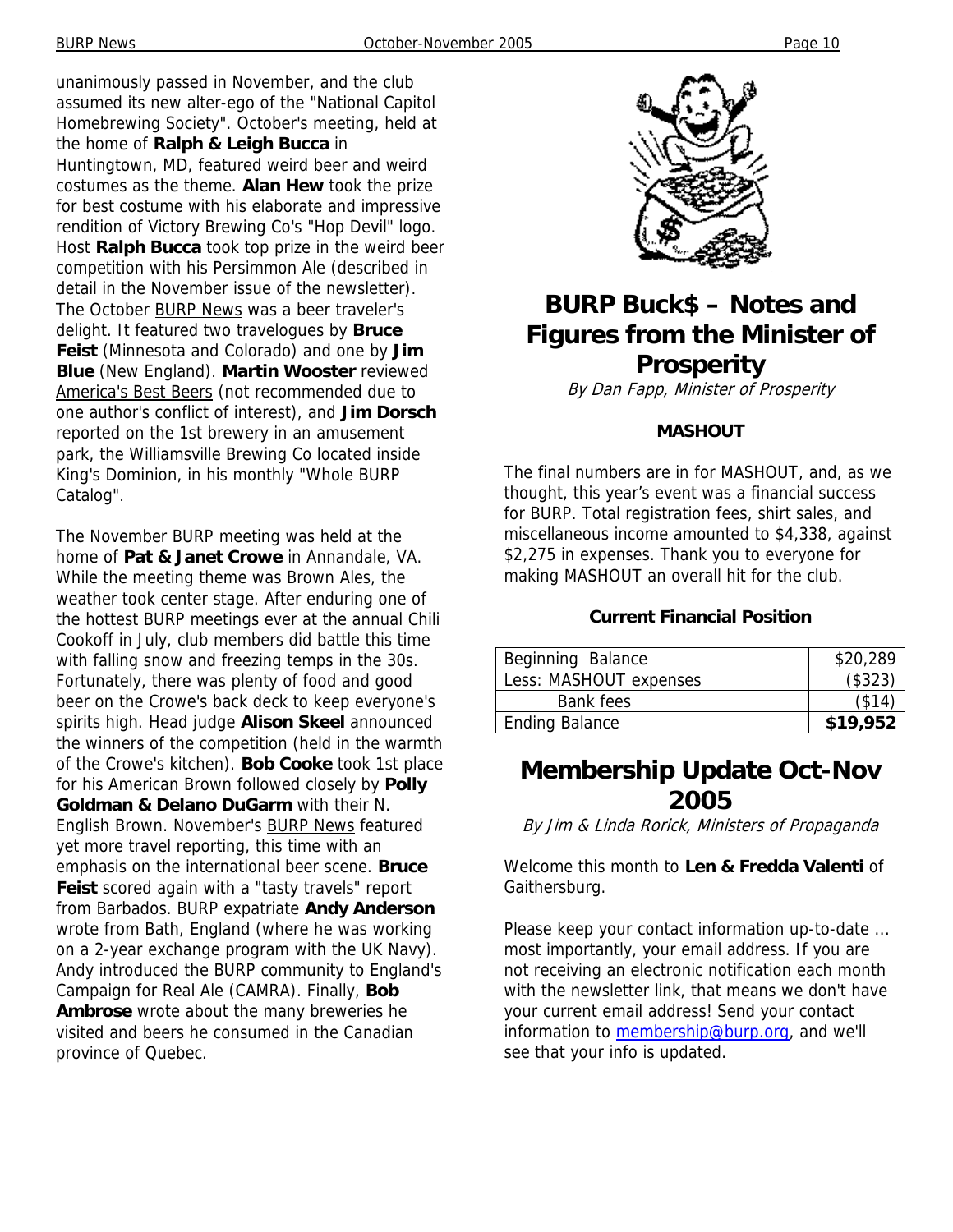unanimously passed in November, and the club assumed its new alter-ego of the "National Capitol Homebrewing Society". October's meeting, held at the home of **Ralph & Leigh Bucca** in Huntingtown, MD, featured weird beer and weird costumes as the theme. **Alan Hew** took the prize for best costume with his elaborate and impressive rendition of Victory Brewing Co's "Hop Devil" logo. Host **Ralph Bucca** took top prize in the weird beer competition with his Persimmon Ale (described in detail in the November issue of the newsletter). The October BURP News was a beer traveler's delight. It featured two travelogues by **Bruce Feist** (Minnesota and Colorado) and one by **Jim Blue** (New England). **Martin Wooster** reviewed America's Best Beers (not recommended due to one author's conflict of interest), and **Jim Dorsch** reported on the 1st brewery in an amusement park, the Williamsville Brewing Co located inside King's Dominion, in his monthly "Whole BURP Catalog".

The November BURP meeting was held at the home of **Pat & Janet Crowe** in Annandale, VA. While the meeting theme was Brown Ales, the weather took center stage. After enduring one of the hottest BURP meetings ever at the annual Chili Cookoff in July, club members did battle this time with falling snow and freezing temps in the 30s. Fortunately, there was plenty of food and good beer on the Crowe's back deck to keep everyone's spirits high. Head judge **Alison Skeel** announced the winners of the competition (held in the warmth of the Crowe's kitchen). **Bob Cooke** took 1st place for his American Brown followed closely by **Polly Goldman & Delano DuGarm** with their N. English Brown. November's BURP News featured yet more travel reporting, this time with an emphasis on the international beer scene. **Bruce Feist** scored again with a "tasty travels" report from Barbados. BURP expatriate **Andy Anderson** wrote from Bath, England (where he was working on a 2-year exchange program with the UK Navy). Andy introduced the BURP community to England's Campaign for Real Ale (CAMRA). Finally, **Bob Ambrose** wrote about the many breweries he visited and beers he consumed in the Canadian province of Quebec.

# BURP Buck$ – Notes and Figures from the Minister of Prosperity

*By Dan Fapp, Minister of Prosperity*

### MASHOUT

The final numbers are in for MASHOUT, and, as we thought, this year's event was a financial success for BURP. Total registration fees, shirt sales, and miscellaneous income amounted to $4,338, against $2,275 in expenses. Thank you to everyone for making MASHOUT an overall hit for the club.

### Current Financial Position

| | |
|---|---|
| Beginning Balance | $20,289 |
| Less: MASHOUT expenses | ($323) |
| Bank fees | ($14) |
| Ending Balance | **$19,952** |

# Membership Update Oct-Nov 2005

*By Jim & Linda Rorick, Ministers of Propaganda*

Welcome this month to **Len & Fredda Valenti** of Gaithersburg.

Please keep your contact information up-to-date ... most importantly, your email address. If you are not receiving an electronic notification each month with the newsletter link, that means we don't have your current email address! Send your contact information to membership@burp.org, and we'll see that your info is updated.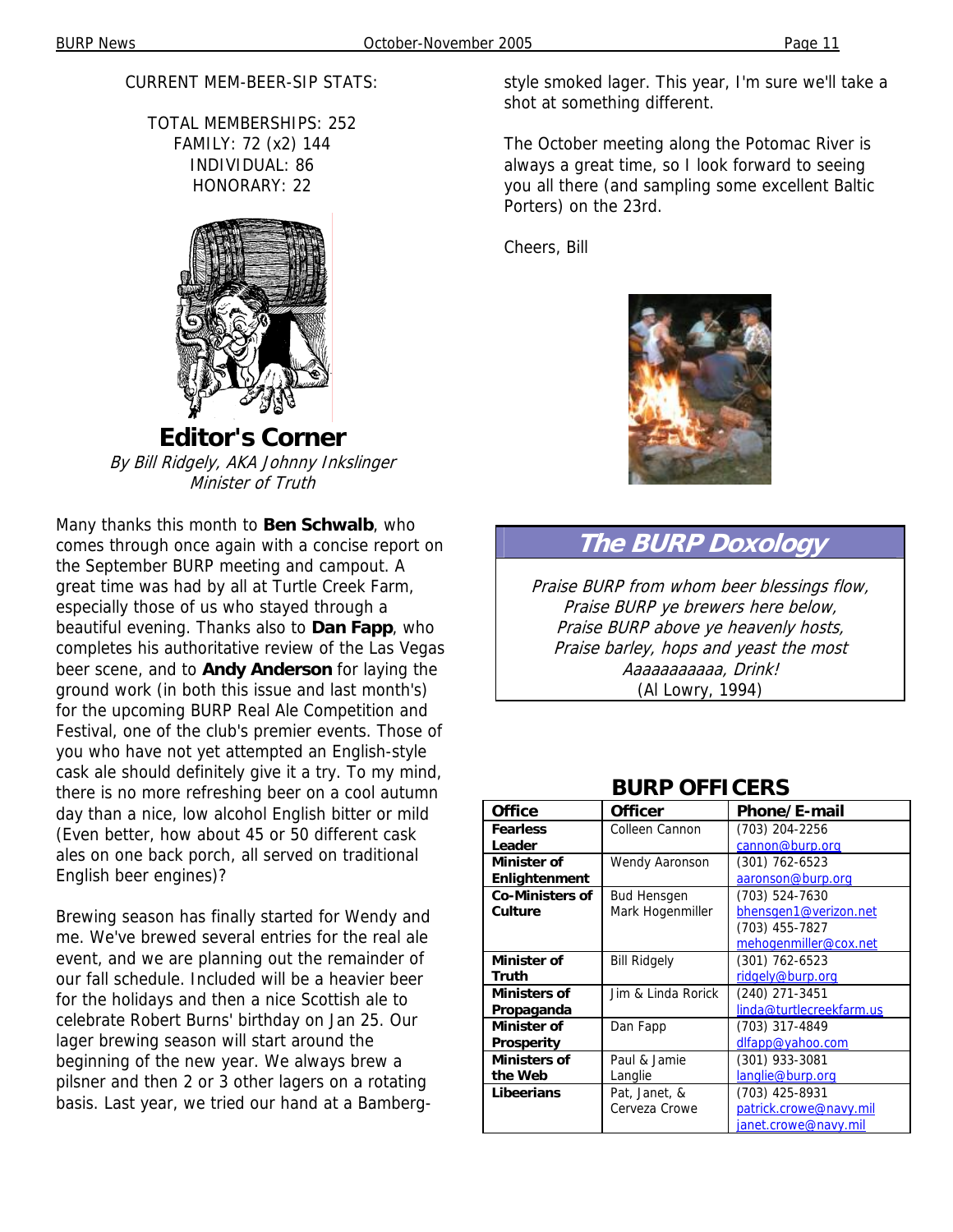CURRENT MEM-BEER-SIP STATS:

TOTAL MEMBERSHIPS: 252
FAMILY: 72 (x2) 144
INDIVIDUAL: 86
HONORARY: 22

## Editor's Corner

*By Bill Ridgely, AKA Johnny Inkslinger*
*Minister of Truth*

Many thanks this month to **Ben Schwalb**, who comes through once again with a concise report on the September BURP meeting and campout. A great time was had by all at Turtle Creek Farm, especially those of us who stayed through a beautiful evening. Thanks also to **Dan Fapp**, who completes his authoritative review of the Las Vegas beer scene, and to **Andy Anderson** for laying the ground work (in both this issue and last month's) for the upcoming BURP Real Ale Competition and Festival, one of the club's premier events. Those of you who have not yet attempted an English-style cask ale should definitely give it a try. To my mind, there is no more refreshing beer on a cool autumn day than a nice, low alcohol English bitter or mild (Even better, how about 45 or 50 different cask ales on one back porch, all served on traditional English beer engines)?

Brewing season has finally started for Wendy and me. We've brewed several entries for the real ale event, and we are planning out the remainder of our fall schedule. Included will be a heavier beer for the holidays and then a nice Scottish ale to celebrate Robert Burns' birthday on Jan 25. Our lager brewing season will start around the beginning of the new year. We always brew a pilsner and then 2 or 3 other lagers on a rotating basis. Last year, we tried our hand at a Bamberg-style smoked lager. This year, I'm sure we'll take a shot at something different.

The October meeting along the Potomac River is always a great time, so I look forward to seeing you all there (and sampling some excellent Baltic Porters) on the 23rd.

Cheers, Bill

## The BURP Doxology

*Praise BURP from whom beer blessings flow,*
*Praise BURP ye brewers here below,*
*Praise BURP above ye heavenly hosts,*
*Praise barley, hops and yeast the most*
*Aaaaaaaaaaa, Drink!*
(Al Lowry, 1994)

## BURP OFFICERS

| Office | Officer | Phone/E-mail |
|---|---|---|
| **Fearless Leader** | Colleen Cannon | (703) 204-2256 cannon@burp.org |
| **Minister of Enlightenment** | Wendy Aaronson | (301) 762-6523 aaronson@burp.org |
| **Co-Ministers of Culture** | Bud Hensgen Mark Hogenmiller | (703) 524-7630 bhensgen1@verizon.net (703) 455-7827 mehogenmiller@cox.net |
| **Minister of Truth** | Bill Ridgely | (301) 762-6523 ridgely@burp.org |
| **Ministers of Propaganda** | Jim & Linda Rorick | (240) 271-3451 linda@turtlecreekfarm.us |
| **Minister of Prosperity** | Dan Fapp | (703) 317-4849 dlfapp@yahoo.com |
| **Ministers of the Web** | Paul & Jamie Langlie | (301) 933-3081 langlie@burp.org |
| **Libeerians** | Pat, Janet, & Cerveza Crowe | (703) 425-8931 patrick.crowe@navy.mil janet.crowe@navy.mil |